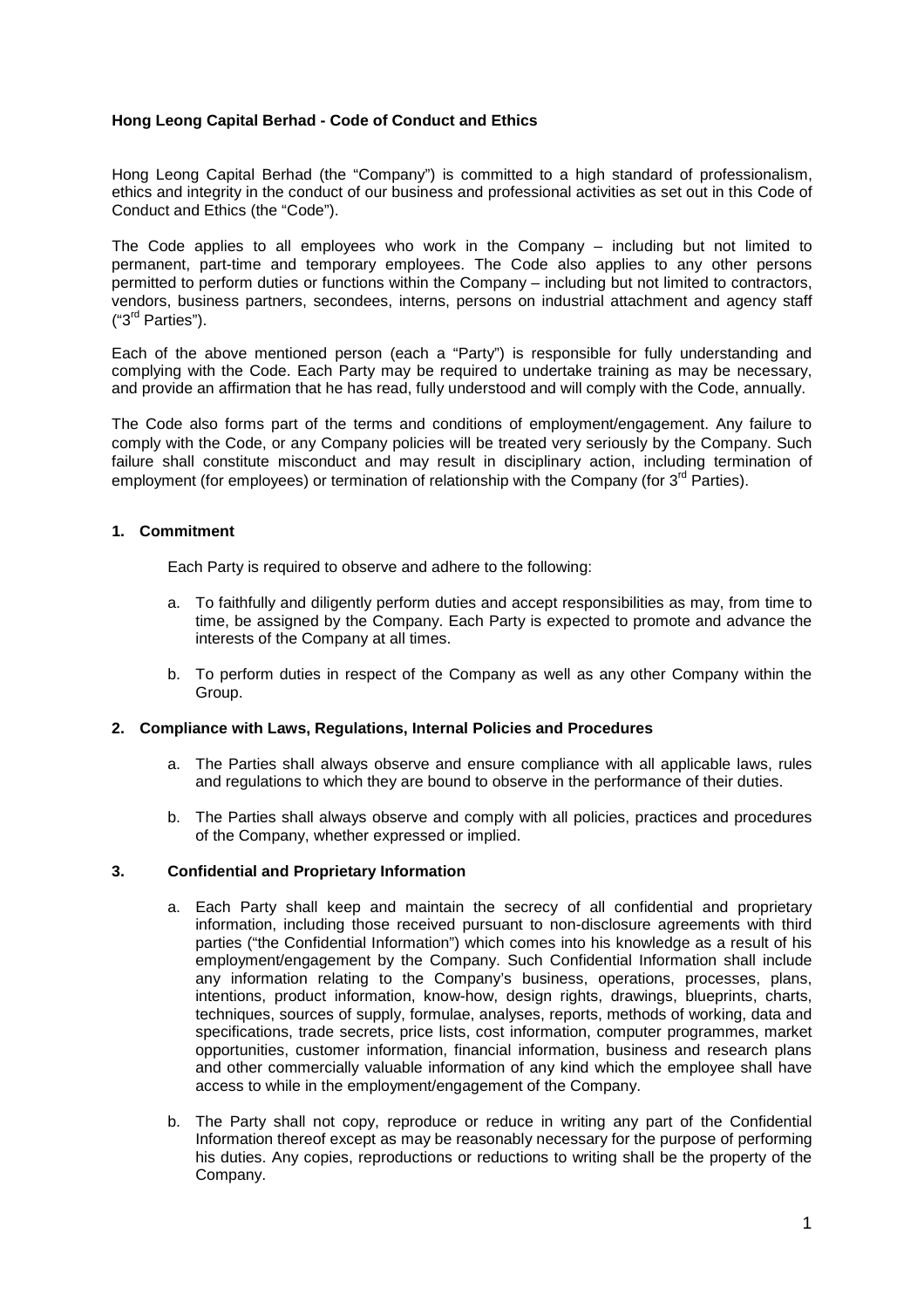**Hong Leong Capital Berhad - Code of Conduct and Ethics**

Hong Leong Capital Berhad (the "Company") is committed to a high standard of professionalism, ethics and integrity in the conduct of our business and professional activities as set out in this Code of Conduct and Ethics (the "Code").

The Code applies to all employees who work in the Company – including but not limited to permanent, part-time and temporary employees. The Code also applies to any other persons permitted to perform duties or functions within the Company – including but not limited to contractors, vendors, business partners, secondees, interns, persons on industrial attachment and agency staff ("3rd Parties").

Each of the above mentioned person (each a "Party") is responsible for fully understanding and complying with the Code. Each Party may be required to undertake training as may be necessary, and provide an affirmation that he has read, fully understood and will comply with the Code, annually.

The Code also forms part of the terms and conditions of employment/engagement. Any failure to comply with the Code, or any Company policies will be treated very seriously by the Company. Such failure shall constitute misconduct and may result in disciplinary action, including termination of employment (for employees) or termination of relationship with the Company (for 3rd Parties).

## 1. Commitment

Each Party is required to observe and adhere to the following:

a. To faithfully and diligently perform duties and accept responsibilities as may, from time to time, be assigned by the Company. Each Party is expected to promote and advance the interests of the Company at all times.

b. To perform duties in respect of the Company as well as any other Company within the Group.

## 2. Compliance with Laws, Regulations, Internal Policies and Procedures

a. The Parties shall always observe and ensure compliance with all applicable laws, rules and regulations to which they are bound to observe in the performance of their duties.

b. The Parties shall always observe and comply with all policies, practices and procedures of the Company, whether expressed or implied.

## 3. Confidential and Proprietary Information

a. Each Party shall keep and maintain the secrecy of all confidential and proprietary information, including those received pursuant to non-disclosure agreements with third parties ("the Confidential Information") which comes into his knowledge as a result of his employment/engagement by the Company. Such Confidential Information shall include any information relating to the Company's business, operations, processes, plans, intentions, product information, know-how, design rights, drawings, blueprints, charts, techniques, sources of supply, formulae, analyses, reports, methods of working, data and specifications, trade secrets, price lists, cost information, computer programmes, market opportunities, customer information, financial information, business and research plans and other commercially valuable information of any kind which the employee shall have access to while in the employment/engagement of the Company.

b. The Party shall not copy, reproduce or reduce in writing any part of the Confidential Information thereof except as may be reasonably necessary for the purpose of performing his duties. Any copies, reproductions or reductions to writing shall be the property of the Company.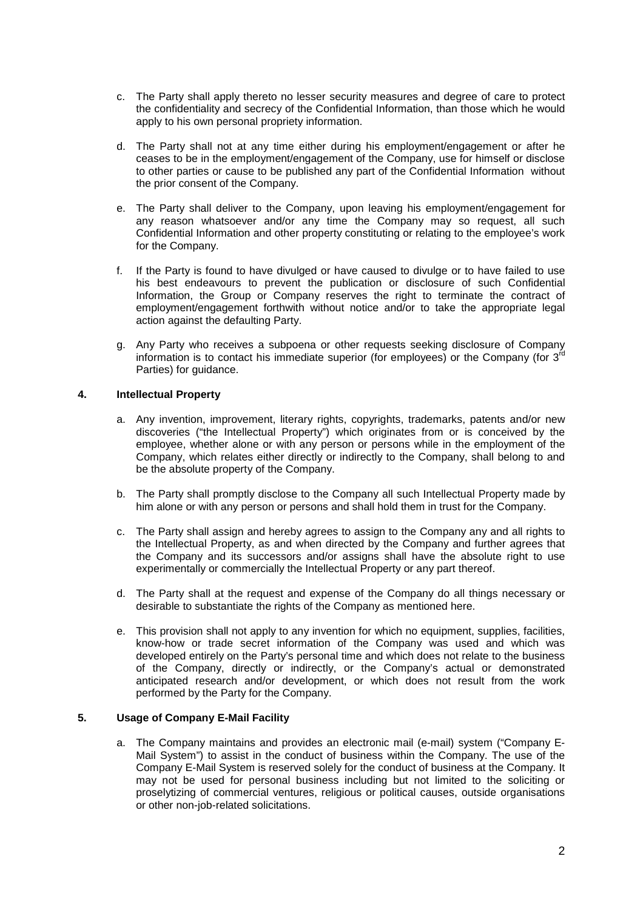c. The Party shall apply thereto no lesser security measures and degree of care to protect the confidentiality and secrecy of the Confidential Information, than those which he would apply to his own personal propriety information.

d. The Party shall not at any time either during his employment/engagement or after he ceases to be in the employment/engagement of the Company, use for himself or disclose to other parties or cause to be published any part of the Confidential Information without the prior consent of the Company.

e. The Party shall deliver to the Company, upon leaving his employment/engagement for any reason whatsoever and/or any time the Company may so request, all such Confidential Information and other property constituting or relating to the employee's work for the Company.

f. If the Party is found to have divulged or have caused to divulge or to have failed to use his best endeavours to prevent the publication or disclosure of such Confidential Information, the Group or Company reserves the right to terminate the contract of employment/engagement forthwith without notice and/or to take the appropriate legal action against the defaulting Party.

g. Any Party who receives a subpoena or other requests seeking disclosure of Company information is to contact his immediate superior (for employees) or the Company (for 3rd Parties) for guidance.

**4. Intellectual Property**

a. Any invention, improvement, literary rights, copyrights, trademarks, patents and/or new discoveries ("the Intellectual Property") which originates from or is conceived by the employee, whether alone or with any person or persons while in the employment of the Company, which relates either directly or indirectly to the Company, shall belong to and be the absolute property of the Company.

b. The Party shall promptly disclose to the Company all such Intellectual Property made by him alone or with any person or persons and shall hold them in trust for the Company.

c. The Party shall assign and hereby agrees to assign to the Company any and all rights to the Intellectual Property, as and when directed by the Company and further agrees that the Company and its successors and/or assigns shall have the absolute right to use experimentally or commercially the Intellectual Property or any part thereof.

d. The Party shall at the request and expense of the Company do all things necessary or desirable to substantiate the rights of the Company as mentioned here.

e. This provision shall not apply to any invention for which no equipment, supplies, facilities, know-how or trade secret information of the Company was used and which was developed entirely on the Party's personal time and which does not relate to the business of the Company, directly or indirectly, or the Company's actual or demonstrated anticipated research and/or development, or which does not result from the work performed by the Party for the Company.

**5. Usage of Company E-Mail Facility**

a. The Company maintains and provides an electronic mail (e-mail) system ("Company E-Mail System") to assist in the conduct of business within the Company. The use of the Company E-Mail System is reserved solely for the conduct of business at the Company. It may not be used for personal business including but not limited to the soliciting or proselytizing of commercial ventures, religious or political causes, outside organisations or other non-job-related solicitations.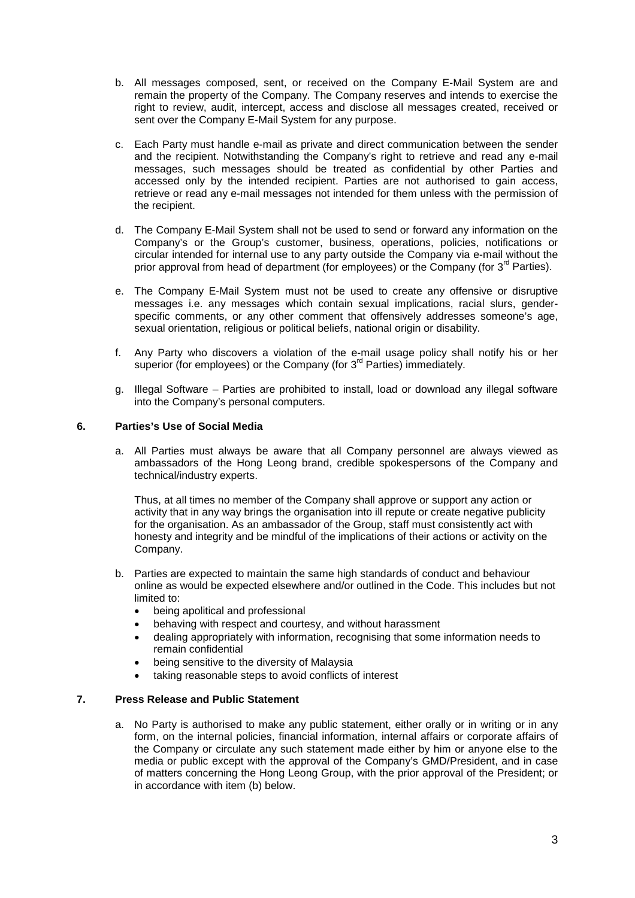b. All messages composed, sent, or received on the Company E-Mail System are and remain the property of the Company. The Company reserves and intends to exercise the right to review, audit, intercept, access and disclose all messages created, received or sent over the Company E-Mail System for any purpose.

c. Each Party must handle e-mail as private and direct communication between the sender and the recipient. Notwithstanding the Company's right to retrieve and read any e-mail messages, such messages should be treated as confidential by other Parties and accessed only by the intended recipient. Parties are not authorised to gain access, retrieve or read any e-mail messages not intended for them unless with the permission of the recipient.

d. The Company E-Mail System shall not be used to send or forward any information on the Company's or the Group's customer, business, operations, policies, notifications or circular intended for internal use to any party outside the Company via e-mail without the prior approval from head of department (for employees) or the Company (for 3rd Parties).

e. The Company E-Mail System must not be used to create any offensive or disruptive messages i.e. any messages which contain sexual implications, racial slurs, gender-specific comments, or any other comment that offensively addresses someone's age, sexual orientation, religious or political beliefs, national origin or disability.

f. Any Party who discovers a violation of the e-mail usage policy shall notify his or her superior (for employees) or the Company (for 3rd Parties) immediately.

g. Illegal Software – Parties are prohibited to install, load or download any illegal software into the Company's personal computers.

## 6. Parties's Use of Social Media

a. All Parties must always be aware that all Company personnel are always viewed as ambassadors of the Hong Leong brand, credible spokespersons of the Company and technical/industry experts.

   Thus, at all times no member of the Company shall approve or support any action or activity that in any way brings the organisation into ill repute or create negative publicity for the organisation. As an ambassador of the Group, staff must consistently act with honesty and integrity and be mindful of the implications of their actions or activity on the Company.

b. Parties are expected to maintain the same high standards of conduct and behaviour online as would be expected elsewhere and/or outlined in the Code. This includes but not limited to:
   - being apolitical and professional
   - behaving with respect and courtesy, and without harassment
   - dealing appropriately with information, recognising that some information needs to remain confidential
   - being sensitive to the diversity of Malaysia
   - taking reasonable steps to avoid conflicts of interest

## 7. Press Release and Public Statement

a. No Party is authorised to make any public statement, either orally or in writing or in any form, on the internal policies, financial information, internal affairs or corporate affairs of the Company or circulate any such statement made either by him or anyone else to the media or public except with the approval of the Company's GMD/President, and in case of matters concerning the Hong Leong Group, with the prior approval of the President; or in accordance with item (b) below.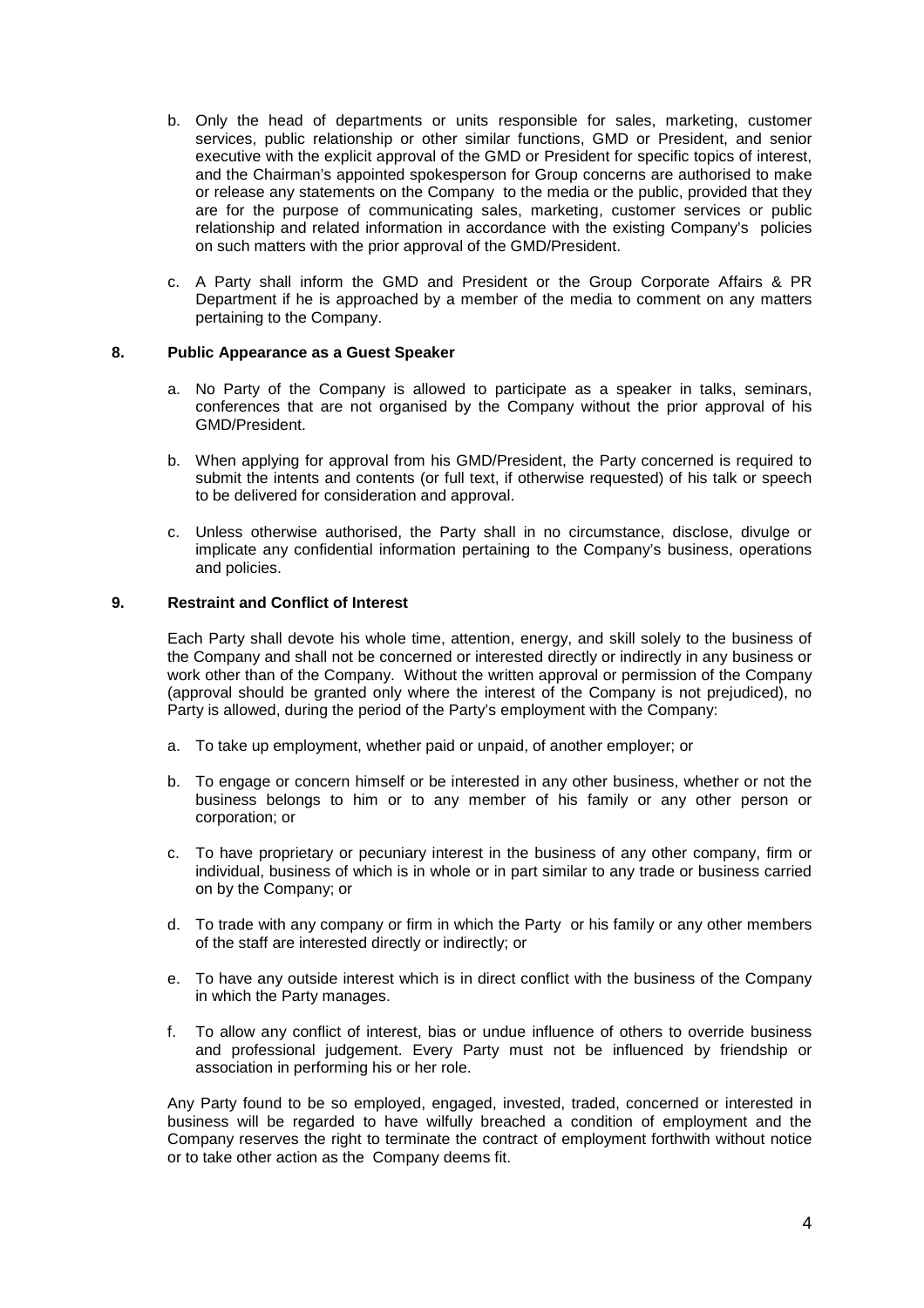b. Only the head of departments or units responsible for sales, marketing, customer services, public relationship or other similar functions, GMD or President, and senior executive with the explicit approval of the GMD or President for specific topics of interest, and the Chairman's appointed spokesperson for Group concerns are authorised to make or release any statements on the Company to the media or the public, provided that they are for the purpose of communicating sales, marketing, customer services or public relationship and related information in accordance with the existing Company's policies on such matters with the prior approval of the GMD/President.

c. A Party shall inform the GMD and President or the Group Corporate Affairs & PR Department if he is approached by a member of the media to comment on any matters pertaining to the Company.

## 8. Public Appearance as a Guest Speaker

a. No Party of the Company is allowed to participate as a speaker in talks, seminars, conferences that are not organised by the Company without the prior approval of his GMD/President.

b. When applying for approval from his GMD/President, the Party concerned is required to submit the intents and contents (or full text, if otherwise requested) of his talk or speech to be delivered for consideration and approval.

c. Unless otherwise authorised, the Party shall in no circumstance, disclose, divulge or implicate any confidential information pertaining to the Company's business, operations and policies.

## 9. Restraint and Conflict of Interest

Each Party shall devote his whole time, attention, energy, and skill solely to the business of the Company and shall not be concerned or interested directly or indirectly in any business or work other than of the Company. Without the written approval or permission of the Company (approval should be granted only where the interest of the Company is not prejudiced), no Party is allowed, during the period of the Party's employment with the Company:

a. To take up employment, whether paid or unpaid, of another employer; or

b. To engage or concern himself or be interested in any other business, whether or not the business belongs to him or to any member of his family or any other person or corporation; or

c. To have proprietary or pecuniary interest in the business of any other company, firm or individual, business of which is in whole or in part similar to any trade or business carried on by the Company; or

d. To trade with any company or firm in which the Party or his family or any other members of the staff are interested directly or indirectly; or

e. To have any outside interest which is in direct conflict with the business of the Company in which the Party manages.

f. To allow any conflict of interest, bias or undue influence of others to override business and professional judgement. Every Party must not be influenced by friendship or association in performing his or her role.

Any Party found to be so employed, engaged, invested, traded, concerned or interested in business will be regarded to have wilfully breached a condition of employment and the Company reserves the right to terminate the contract of employment forthwith without notice or to take other action as the Company deems fit.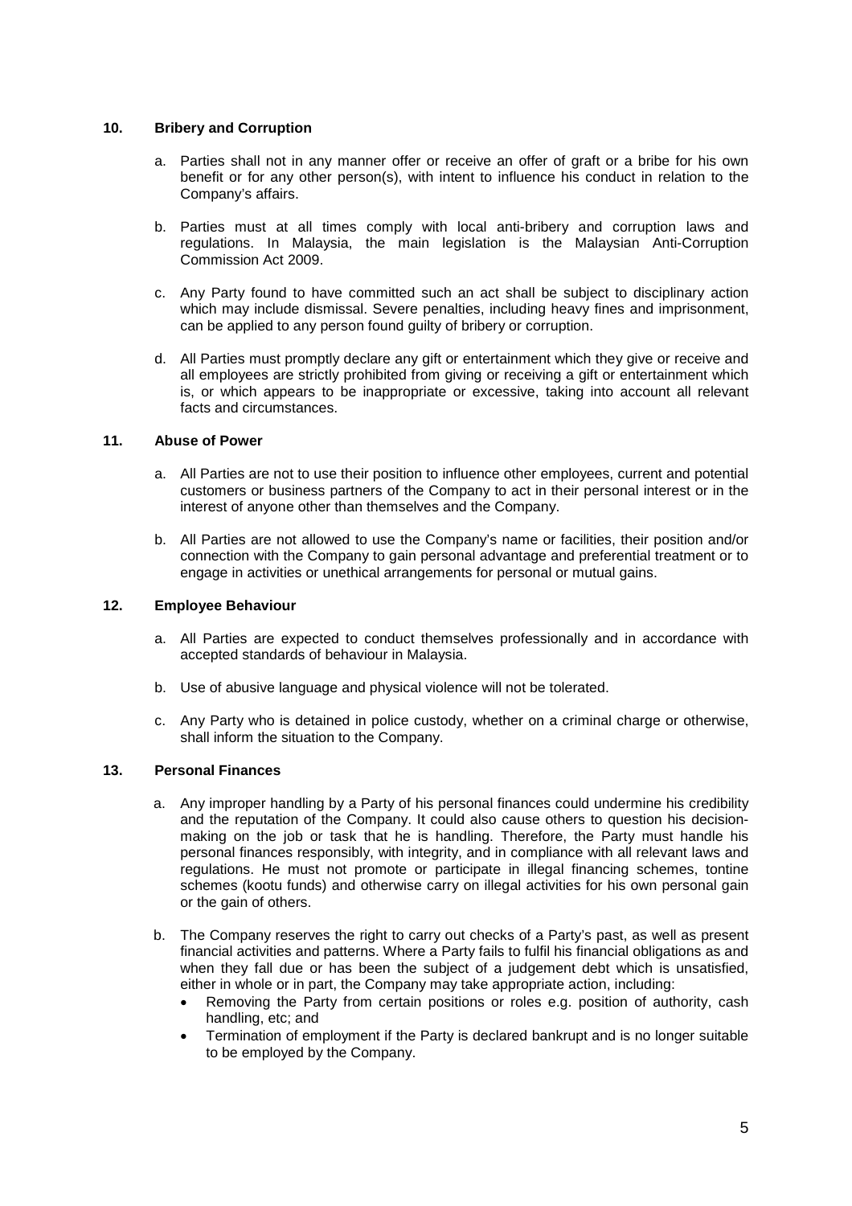## 10. Bribery and Corruption

a. Parties shall not in any manner offer or receive an offer of graft or a bribe for his own benefit or for any other person(s), with intent to influence his conduct in relation to the Company's affairs.

b. Parties must at all times comply with local anti-bribery and corruption laws and regulations. In Malaysia, the main legislation is the Malaysian Anti-Corruption Commission Act 2009.

c. Any Party found to have committed such an act shall be subject to disciplinary action which may include dismissal. Severe penalties, including heavy fines and imprisonment, can be applied to any person found guilty of bribery or corruption.

d. All Parties must promptly declare any gift or entertainment which they give or receive and all employees are strictly prohibited from giving or receiving a gift or entertainment which is, or which appears to be inappropriate or excessive, taking into account all relevant facts and circumstances.

## 11. Abuse of Power

a. All Parties are not to use their position to influence other employees, current and potential customers or business partners of the Company to act in their personal interest or in the interest of anyone other than themselves and the Company.

b. All Parties are not allowed to use the Company's name or facilities, their position and/or connection with the Company to gain personal advantage and preferential treatment or to engage in activities or unethical arrangements for personal or mutual gains.

## 12. Employee Behaviour

a. All Parties are expected to conduct themselves professionally and in accordance with accepted standards of behaviour in Malaysia.

b. Use of abusive language and physical violence will not be tolerated.

c. Any Party who is detained in police custody, whether on a criminal charge or otherwise, shall inform the situation to the Company.

## 13. Personal Finances

a. Any improper handling by a Party of his personal finances could undermine his credibility and the reputation of the Company. It could also cause others to question his decision-making on the job or task that he is handling. Therefore, the Party must handle his personal finances responsibly, with integrity, and in compliance with all relevant laws and regulations. He must not promote or participate in illegal financing schemes, tontine schemes (kootu funds) and otherwise carry on illegal activities for his own personal gain or the gain of others.

b. The Company reserves the right to carry out checks of a Party's past, as well as present financial activities and patterns. Where a Party fails to fulfil his financial obligations as and when they fall due or has been the subject of a judgement debt which is unsatisfied, either in whole or in part, the Company may take appropriate action, including:
   - Removing the Party from certain positions or roles e.g. position of authority, cash handling, etc; and
   - Termination of employment if the Party is declared bankrupt and is no longer suitable to be employed by the Company.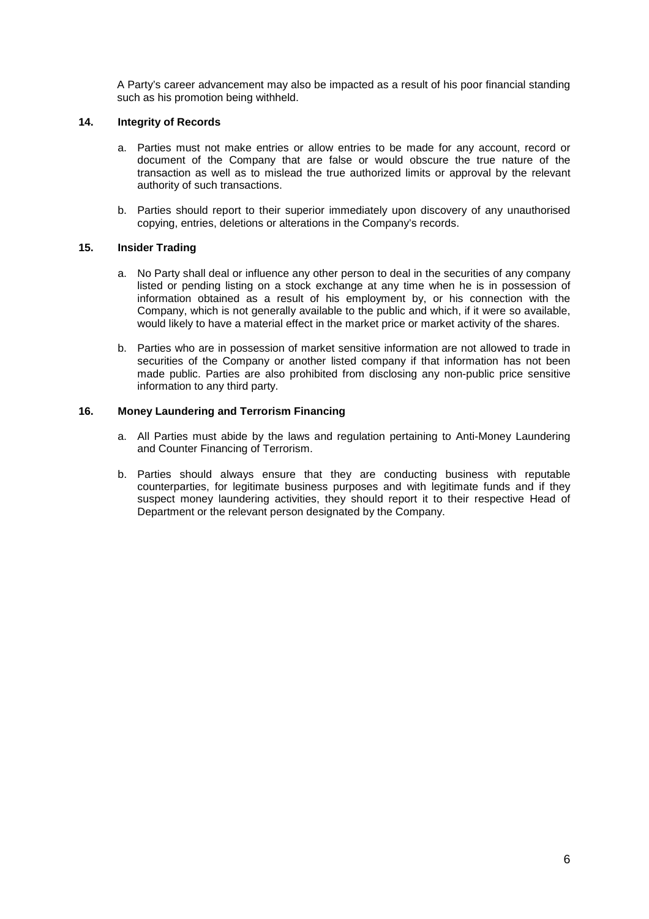A Party's career advancement may also be impacted as a result of his poor financial standing such as his promotion being withheld.

## 14. Integrity of Records

a. Parties must not make entries or allow entries to be made for any account, record or document of the Company that are false or would obscure the true nature of the transaction as well as to mislead the true authorized limits or approval by the relevant authority of such transactions.

b. Parties should report to their superior immediately upon discovery of any unauthorised copying, entries, deletions or alterations in the Company's records.

## 15. Insider Trading

a. No Party shall deal or influence any other person to deal in the securities of any company listed or pending listing on a stock exchange at any time when he is in possession of information obtained as a result of his employment by, or his connection with the Company, which is not generally available to the public and which, if it were so available, would likely to have a material effect in the market price or market activity of the shares.

b. Parties who are in possession of market sensitive information are not allowed to trade in securities of the Company or another listed company if that information has not been made public. Parties are also prohibited from disclosing any non-public price sensitive information to any third party.

## 16. Money Laundering and Terrorism Financing

a. All Parties must abide by the laws and regulation pertaining to Anti-Money Laundering and Counter Financing of Terrorism.

b. Parties should always ensure that they are conducting business with reputable counterparties, for legitimate business purposes and with legitimate funds and if they suspect money laundering activities, they should report it to their respective Head of Department or the relevant person designated by the Company.